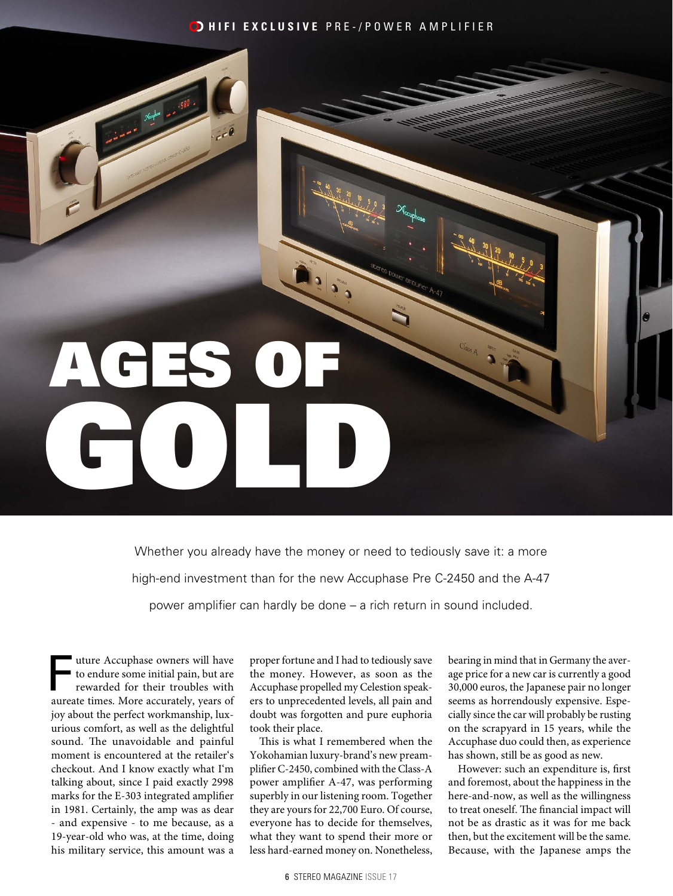# AGES OF GOLD

Whether you already have the money or need to tediously save it: a more high-end investment than for the new Accuphase Pre C-2450 and the A-47 power amplifier can hardly be done – a rich return in sound included.

Future Accuphase owners will have to endure some initial pain, but are rewarded for their troubles with aureate times. More accurately, years of joy about the perfect workmanship, luxurious comfort, as well as the delightful sound. The unavoidable and painful moment is encountered at the retailer's checkout. And I know exactly what I'm talking about, since I paid exactly 2998 marks for the E-303 integrated amplifier in 1981. Certainly, the amp was as dear - and expensive - to me because, as a 19-year-old who was, at the time, doing his military service, this amount was a proper fortune and I had to tediously save the money. However, as soon as the Accuphase propelled my Celestion speakers to unprecedented levels, all pain and doubt was forgotten and pure euphoria took their place.

This is what I remembered when the Yokohamian luxury-brand's new preamplifier C-2450, combined with the Class-A power amplifier A-47, was performing superbly in our listening room. Together they are yours for 22,700 Euro. Of course, everyone has to decide for themselves, what they want to spend their more or less hard-earned money on. Nonetheless, bearing in mind that in Germany the average price for a new car is currently a good 30,000 euros, the Japanese pair no longer seems as horrendously expensive. Especially since the car will probably be rusting on the scrapyard in 15 years, while the Accuphase duo could then, as experience has shown, still be as good as new.

However: such an expenditure is, first and foremost, about the happiness in the here-and-now, as well as the willingness to treat oneself. The financial impact will not be as drastic as it was for me back then, but the excitement will be the same. Because, with the Japanese amps the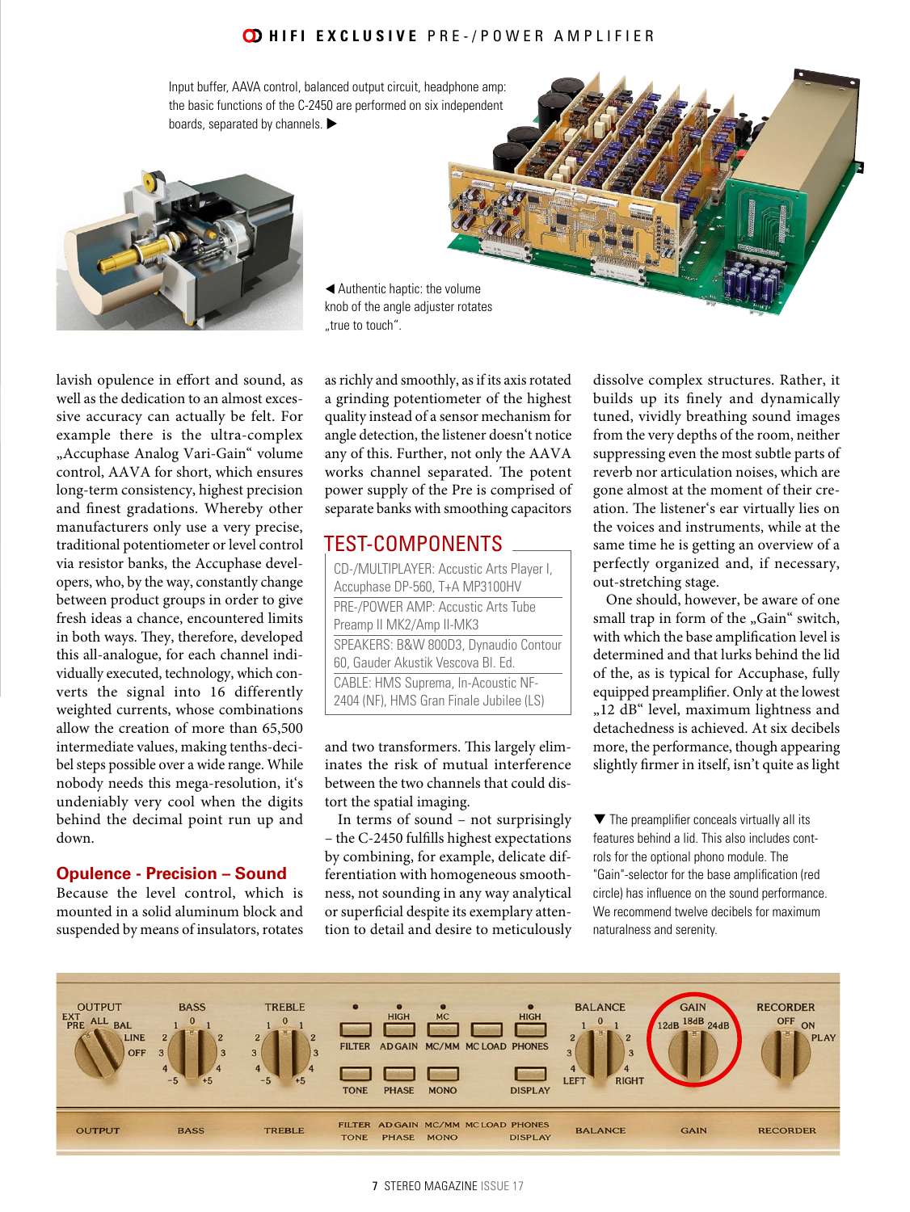Input buffer, AAVA control, balanced output circuit, headphone amp: the basic functions of the C-2450 are performed on six independent boards, separated by channels. ▶

◀ Authentic haptic: the volume knob of the angle adjuster rotates „true to touch".

lavish opulence in effort and sound, as well as the dedication to an almost excessive accuracy can actually be felt. For example there is the ultra-complex „Accuphase Analog Vari-Gain" volume control, AAVA for short, which ensures long-term consistency, highest precision and finest gradations. Whereby other manufacturers only use a very precise, traditional potentiometer or level control via resistor banks, the Accuphase developers, who, by the way, constantly change between product groups in order to give fresh ideas a chance, encountered limits in both ways. They, therefore, developed this all-analogue, for each channel individually executed, technology, which converts the signal into 16 differently weighted currents, whose combinations allow the creation of more than 65,500 intermediate values, making tenths-decibel steps possible over a wide range. While nobody needs this mega-resolution, it's undeniably very cool when the digits behind the decimal point run up and down.

## Opulence - Precision – Sound

Because the level control, which is mounted in a solid aluminum block and suspended by means of insulators, rotates as richly and smoothly, as if its axis rotated a grinding potentiometer of the highest quality instead of a sensor mechanism for angle detection, the listener doesn't notice any of this. Further, not only the AAVA works channel separated. The potent power supply of the Pre is comprised of separate banks with smoothing capacitors and two transformers. This largely eliminates the risk of mutual interference between the two channels that could distort the spatial imaging.

In terms of sound – not surprisingly – the C-2450 fulfills highest expectations by combining, for example, delicate differentiation with homogeneous smoothness, not sounding in any way analytical or superficial despite its exemplary attention to detail and desire to meticulously dissolve complex structures. Rather, it builds up its finely and dynamically tuned, vividly breathing sound images from the very depths of the room, neither suppressing even the most subtle parts of reverb nor articulation noises, which are gone almost at the moment of their creation. The listener's ear virtually lies on the voices and instruments, while at the same time he is getting an overview of a perfectly organized and, if necessary, out-stretching stage.

One should, however, be aware of one small trap in form of the „Gain" switch, with which the base amplification level is determined and that lurks behind the lid of the, as is typical for Accuphase, fully equipped preamplifier. Only at the lowest „12 dB" level, maximum lightness and detachedness is achieved. At six decibels more, the performance, though appearing slightly firmer in itself, isn't quite as light

## TEST-COMPONENTS

CD-/MULTIPLAYER: Accustic Arts Player I, Accuphase DP-560, T+A MP3100HV

PRE-/POWER AMP: Accustic Arts Tube Preamp II MK2/Amp II-MK3

SPEAKERS: B&W 800D3, Dynaudio Contour 60, Gauder Akustik Vescova Bl. Ed.

CABLE: HMS Suprema, In-Acoustic NF-2404 (NF), HMS Gran Finale Jubilee (LS)

▼ The preamplifier conceals virtually all its features behind a lid. This also includes controls for the optional phono module. The "Gain"-selector for the base amplification (red circle) has influence on the sound performance. We recommend twelve decibels for maximum naturalness and serenity.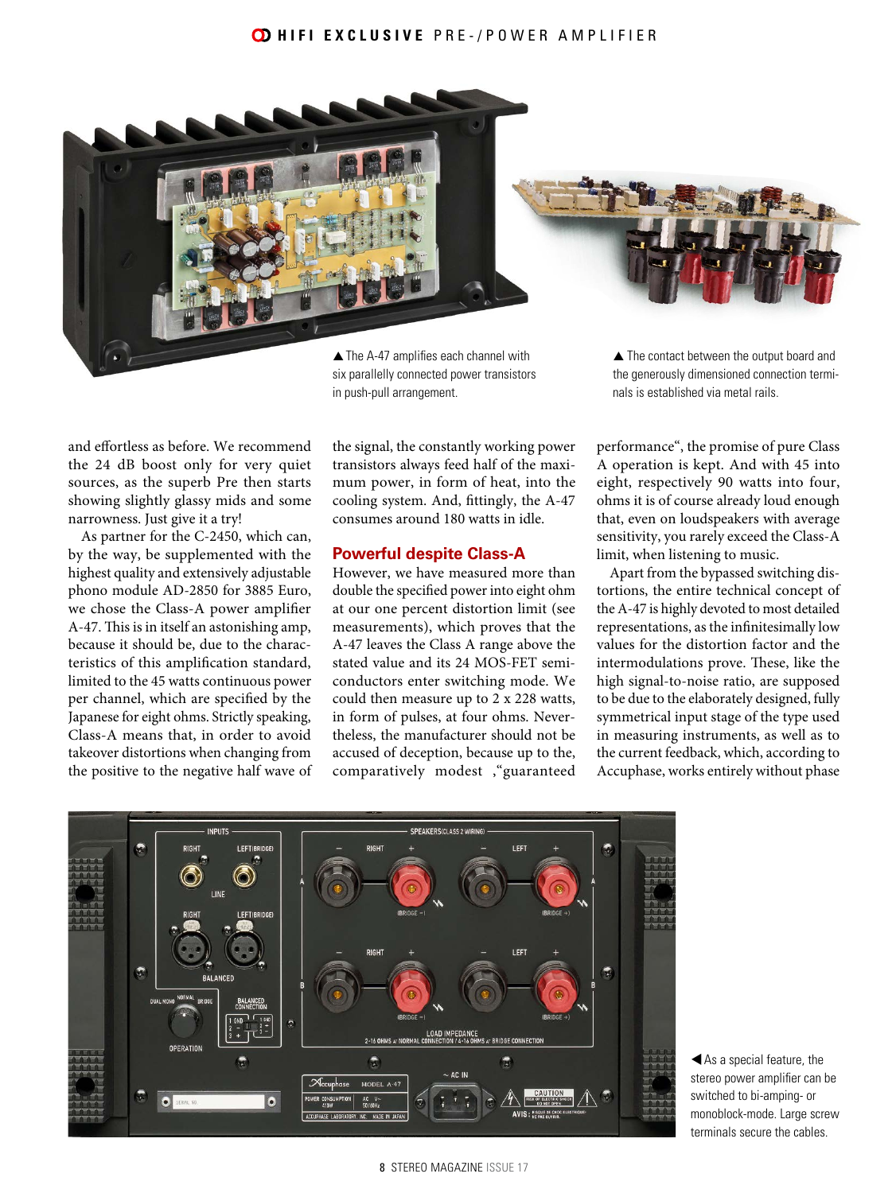▲ The A-47 amplifies each channel with six parallelly connected power transistors in push-pull arrangement.

▲ The contact between the output board and the generously dimensioned connection terminals is established via metal rails.

and effortless as before. We recommend the 24 dB boost only for very quiet sources, as the superb Pre then starts showing slightly glassy mids and some narrowness. Just give it a try!

As partner for the C-2450, which can, by the way, be supplemented with the highest quality and extensively adjustable phono module AD-2850 for 3885 Euro, we chose the Class-A power amplifier A-47. This is in itself an astonishing amp, because it should be, due to the characteristics of this amplification standard, limited to the 45 watts continuous power per channel, which are specified by the Japanese for eight ohms. Strictly speaking, Class-A means that, in order to avoid takeover distortions when changing from the positive to the negative half wave of the signal, the constantly working power transistors always feed half of the maximum power, in form of heat, into the cooling system. And, fittingly, the A-47 consumes around 180 watts in idle.

## Powerful despite Class-A

However, we have measured more than double the specified power into eight ohm at our one percent distortion limit (see measurements), which proves that the A-47 leaves the Class A range above the stated value and its 24 MOS-FET semiconductors enter switching mode. We could then measure up to 2 x 228 watts, in form of pulses, at four ohms. Nevertheless, the manufacturer should not be accused of deception, because up to the, comparatively modest „"guaranteed performance", the promise of pure Class A operation is kept. And with 45 into eight, respectively 90 watts into four, ohms it is of course already loud enough that, even on loudspeakers with average sensitivity, you rarely exceed the Class-A limit, when listening to music.

Apart from the bypassed switching distortions, the entire technical concept of the A-47 is highly devoted to most detailed representations, as the infinitesimally low values for the distortion factor and the intermodulations prove. These, like the high signal-to-noise ratio, are supposed to be due to the elaborately designed, fully symmetrical input stage of the type used in measuring instruments, as well as to the current feedback, which, according to Accuphase, works entirely without phase

◀ As a special feature, the stereo power amplifier can be switched to bi-amping- or monoblock-mode. Large screw terminals secure the cables.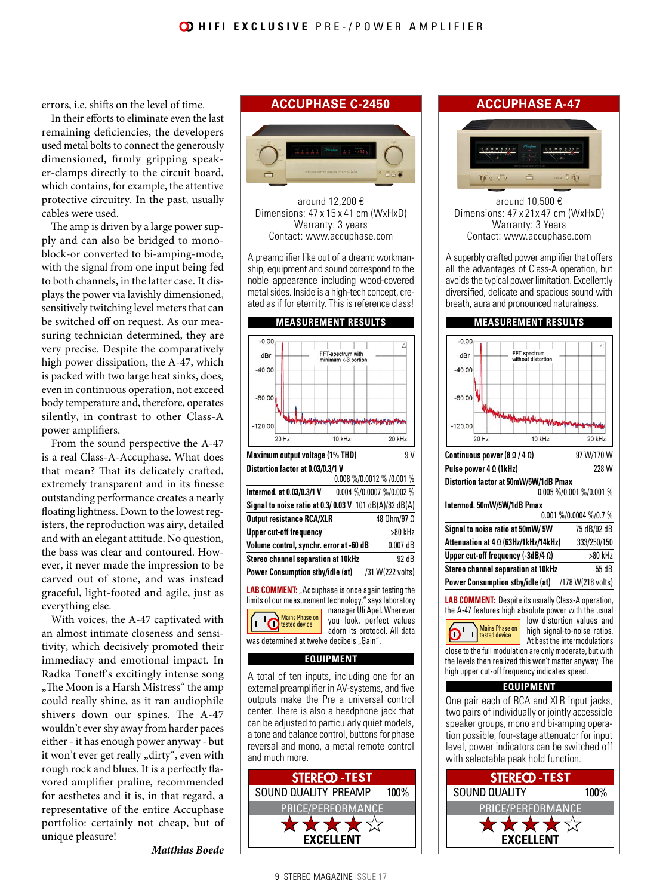errors, i.e. shifts on the level of time.

In their efforts to eliminate even the last remaining deficiencies, the developers used metal bolts to connect the generously dimensioned, firmly gripping speaker-clamps directly to the circuit board, which contains, for example, the attentive protective circuitry. In the past, usually cables were used.

The amp is driven by a large power supply and can also be bridged to monoblock-or converted to bi-amping-mode, with the signal from one input being fed to both channels, in the latter case. It displays the power via lavishly dimensioned, sensitively twitching level meters that can be switched off on request. As our measuring technician determined, they are very precise. Despite the comparatively high power dissipation, the A-47, which is packed with two large heat sinks, does, even in continuous operation, not exceed body temperature and, therefore, operates silently, in contrast to other Class-A power amplifiers.

From the sound perspective the A-47 is a real Class-A-Accuphase. What does that mean? That its delicately crafted, extremely transparent and in its finesse outstanding performance creates a nearly floating lightness. Down to the lowest registers, the reproduction was airy, detailed and with an elegant attitude. No question, the bass was clear and contoured. However, it never made the impression to be carved out of stone, and was instead graceful, light-footed and agile, just as everything else.

With voices, the A-47 captivated with an almost intimate closeness and sensitivity, which decisively promoted their immediacy and emotional impact. In Radka Toneff's excitingly intense song „The Moon is a Harsh Mistress" the amp could really shine, as it ran audiophile shivers down our spines. The A-47 wouldn't ever shy away from harder paces either - it has enough power anyway - but it won't ever get really „dirty", even with rough rock and blues. It is a perfectly flavored amplifier praline, recommended for aesthetes and it is, in that regard, a representative of the entire Accuphase portfolio: certainly not cheap, but of unique pleasure!

***Matthias Boede***

## ACCUPHASE C-2450

around 12,200 €
Dimensions: 47 x 15 x 41 cm (WxHxD)
Warranty: 3 years
Contact: www.accuphase.com

A preamplifier like out of a dream: workmanship, equipment and sound correspond to the noble appearance including wood-covered metal sides. Inside is a high-tech concept, created as if for eternity. This is reference class!

### MEASUREMENT RESULTS

FFT-spectrum with minimum k-3 portion
-0.00
dBr
-40.00
-80.00
-120.00
20 Hz
10 kHz
20 kHz

| | |
|---|---|
| **Maximum output voltage (1% THD)** | 9 V |
| **Distortion factor at 0.03/0.3/1 V** | 0.008 %/0.0012 % /0.001 % |
| **Intermod. at 0.03/0.3/1 V** | 0.004 %/0.0007 %/0.002 % |
| **Signal to noise ratio at 0.3/ 0.03 V** | 101 dB(A)/82 dB(A) |
| **Output resistance RCA/XLR** | 48 Ohm/97 Ω |
| **Upper cut-off frequency** | >80 kHz |
| **Volume control, synchr. error at -60 dB** | 0.007 dB |
| **Stereo channel separation at 10kHz** | 92 dB |
| **Power Consumption stby/idle (at)** | /31 W(222 volts) |

**LAB COMMENT:** „Accuphase is once again testing the limits of our measurement technology," says laboratory manager Uli Apel. Wherever you look, perfect values adorn its protocol. All data was determined at twelve decibels „Gain".

Mains Phase on tested device

### EQUIPMENT

A total of ten inputs, including one for an external preamplifier in AV-systems, and five outputs make the Pre a universal control center. There is also a headphone jack that can be adjusted to particularly quiet models, a tone and balance control, buttons for phase reversal and mono, a metal remote control and much more.

**STEREO -TEST**

| | |
|---|---|
| SOUND QUALITY PREAMP | 100% |

PRICE/PERFORMANCE
★★★★☆
**EXCELLENT**

## ACCUPHASE A-47

around 10,500 €
Dimensions: 47 x 21 x 47 cm (WxHxD)
Warranty: 3 Years
Contact: www.accuphase.com

A superbly crafted power amplifier that offers all the advantages of Class-A operation, but avoids the typical power limitation. Excellently diversified, delicate and spacious sound with breath, aura and pronounced naturalness.

### MEASUREMENT RESULTS

FFT spectrum without distortion
-0.00
dBr
-40.00
-80.00
-120.00
20 Hz
10 kHz
20 kHz

| | |
|---|---|
| **Continuous power (8 Ω / 4 Ω)** | 97 W/170 W |
| **Pulse power 4 Ω (1kHz)** | 228 W |
| **Distortion factor at 50mW/5W/1dB Pmax** | 0.005 %/0.001 %/0.001 % |
| **Intermod. 50mW/5W/1dB Pmax** | 0.001 %/0.0004 %/0.7 % |
| **Signal to noise ratio at 50mW/ 5W** | 75 dB/92 dB |
| **Attenuation at 4 Ω (63Hz/1kHz/14kHz)** | 333/250/150 |
| **Upper cut-off frequency (-3dB/4 Ω)** | >80 kHz |
| **Stereo channel separation at 10kHz** | 55 dB |
| **Power Consumption stby/idle (at)** | /178 W(218 volts) |

**LAB COMMENT:** Despite its usually Class-A operation, the A-47 features high absolute power with the usual low distortion values and high signal-to-noise ratios. At best the intermodulations close to the full modulation are only moderate, but with the levels then realized this won't matter anyway. The high upper cut-off frequency indicates speed.

Mains Phase on tested device

### EQUIPMENT

One pair each of RCA and XLR input jacks, two pairs of individually or jointly accessible speaker groups, mono and bi-amping operation possible, four-stage attenuator for input level, power indicators can be switched off with selectable peak hold function.

**STEREO -TEST**

| | |
|---|---|
| SOUND QUALITY | 100% |

PRICE/PERFORMANCE
★★★★☆
**EXCELLENT**